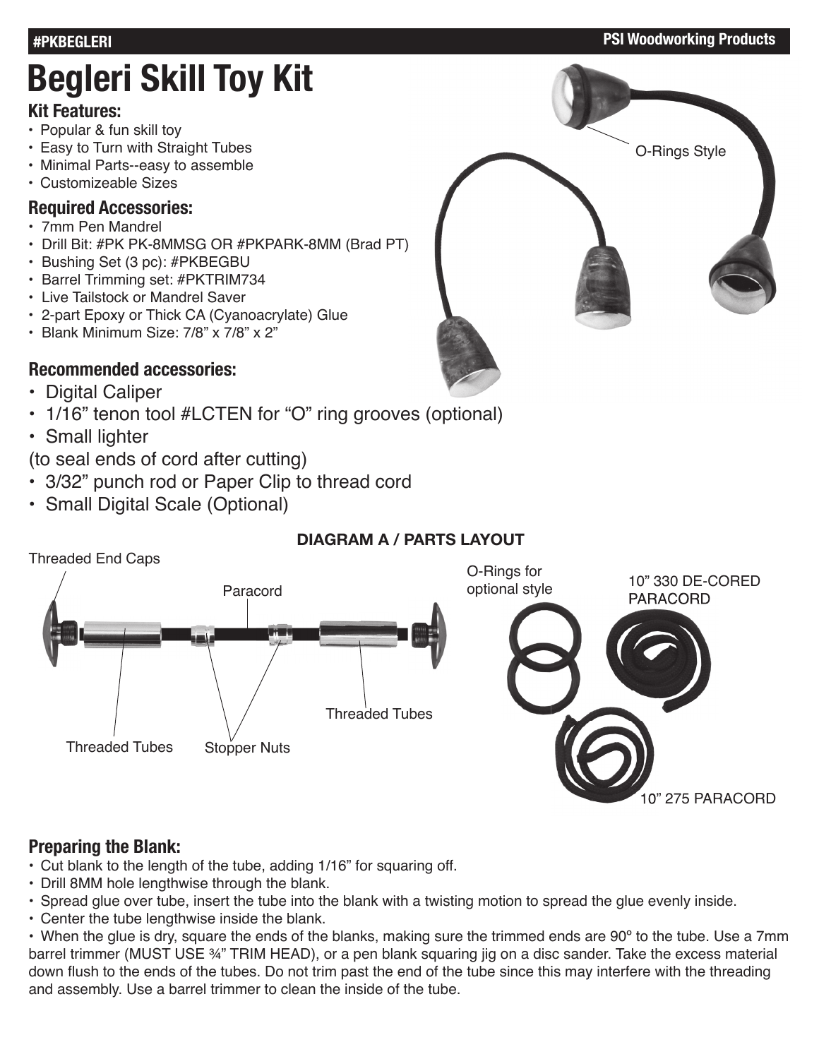#PKBEGLERI

PSI Woodworking Products

# Begleri Skill Toy Kit

### Kit Features:

- Popular & fun skill toy
- Easy to Turn with Straight Tubes
- Minimal Parts--easy to assemble
- Customizeable Sizes

### Required Accessories:

- 7mm Pen Mandrel
- Drill Bit: #PK PK-8MMSG OR #PKPARK-8MM (Brad PT)
- Bushing Set (3 pc): #PKBEGBU
- Barrel Trimming set: #PKTRIM734
- Live Tailstock or Mandrel Saver
- 2-part Epoxy or Thick CA (Cyanoacrylate) Glue
- Blank Minimum Size: 7/8" x 7/8" x 2"

O-Rings Style

### Recommended accessories:

- Digital Caliper
- 1/16" tenon tool #LCTEN for "O" ring grooves (optional)
- Small lighter
(to seal ends of cord after cutting)
- 3/32" punch rod or Paper Clip to thread cord
- Small Digital Scale (Optional)

**DIAGRAM A / PARTS LAYOUT**

Threaded End Caps

Paracord

Threaded Tubes

Stopper Nuts

Threaded Tubes

O-Rings for optional style

10" 330 DE-CORED PARACORD

10" 275 PARACORD

### Preparing the Blank:

- Cut blank to the length of the tube, adding 1/16" for squaring off.
- Drill 8MM hole lengthwise through the blank.
- Spread glue over tube, insert the tube into the blank with a twisting motion to spread the glue evenly inside.
- Center the tube lengthwise inside the blank.
- When the glue is dry, square the ends of the blanks, making sure the trimmed ends are 90º to the tube. Use a 7mm barrel trimmer (MUST USE ¾" TRIM HEAD), or a pen blank squaring jig on a disc sander. Take the excess material down flush to the ends of the tubes. Do not trim past the end of the tube since this may interfere with the threading and assembly. Use a barrel trimmer to clean the inside of the tube.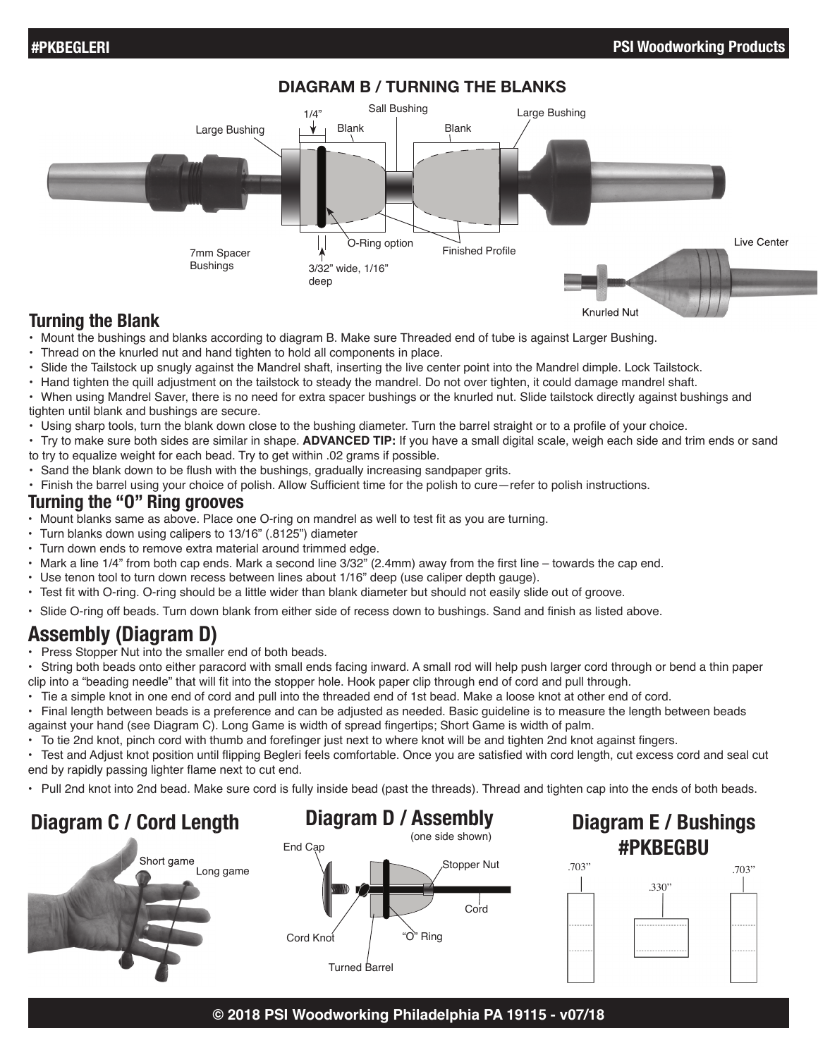## DIAGRAM B / TURNING THE BLANKS

Large Bushing
1/4"
Sall Bushing
Blank
Blank
Large Bushing
7mm Spacer Bushings
3/32" wide, 1/16" deep
O-Ring option
Finished Profile
Live Center
Knurled Nut

## Turning the Blank

- Mount the bushings and blanks according to diagram B. Make sure Threaded end of tube is against Larger Bushing.
- Thread on the knurled nut and hand tighten to hold all components in place.
- Slide the Tailstock up snugly against the Mandrel shaft, inserting the live center point into the Mandrel dimple. Lock Tailstock.
- Hand tighten the quill adjustment on the tailstock to steady the mandrel. Do not over tighten, it could damage mandrel shaft.
- When using Mandrel Saver, there is no need for extra spacer bushings or the knurled nut. Slide tailstock directly against bushings and tighten until blank and bushings are secure.
- Using sharp tools, turn the blank down close to the bushing diameter. Turn the barrel straight or to a profile of your choice.
- Try to make sure both sides are similar in shape. **ADVANCED TIP:** If you have a small digital scale, weigh each side and trim ends or sand to try to equalize weight for each bead. Try to get within .02 grams if possible.
- Sand the blank down to be flush with the bushings, gradually increasing sandpaper grits.
- Finish the barrel using your choice of polish. Allow Sufficient time for the polish to cure—refer to polish instructions.

## Turning the "O" Ring grooves

- Mount blanks same as above. Place one O-ring on mandrel as well to test fit as you are turning.
- Turn blanks down using calipers to 13/16" (.8125") diameter
- Turn down ends to remove extra material around trimmed edge.
- Mark a line 1/4" from both cap ends. Mark a second line 3/32" (2.4mm) away from the first line – towards the cap end.
- Use tenon tool to turn down recess between lines about 1/16" deep (use caliper depth gauge).
- Test fit with O-ring. O-ring should be a little wider than blank diameter but should not easily slide out of groove.
- Slide O-ring off beads. Turn down blank from either side of recess down to bushings. Sand and finish as listed above.

# Assembly (Diagram D)

- Press Stopper Nut into the smaller end of both beads.
- String both beads onto either paracord with small ends facing inward. A small rod will help push larger cord through or bend a thin paper clip into a "beading needle" that will fit into the stopper hole. Hook paper clip through end of cord and pull through.
- Tie a simple knot in one end of cord and pull into the threaded end of 1st bead. Make a loose knot at other end of cord.
- Final length between beads is a preference and can be adjusted as needed. Basic guideline is to measure the length between beads against your hand (see Diagram C). Long Game is width of spread fingertips; Short Game is width of palm.
- To tie 2nd knot, pinch cord with thumb and forefinger just next to where knot will be and tighten 2nd knot against fingers.
- Test and Adjust knot position until flipping Begleri feels comfortable. Once you are satisfied with cord length, cut excess cord and seal cut end by rapidly passing lighter flame next to cut end.
- Pull 2nd knot into 2nd bead. Make sure cord is fully inside bead (past the threads). Thread and tighten cap into the ends of both beads.

## Diagram C / Cord Length

Short game
Long game

## Diagram D / Assembly

(one side shown)

End Cap
Stopper Nut
Cord
Cord Knot
"O" Ring
Turned Barrel

## Diagram E / Bushings #PKBEGBU

.703"
.330"
.703"

**© 2018 PSI Woodworking Philadelphia PA 19115 - v07/18**